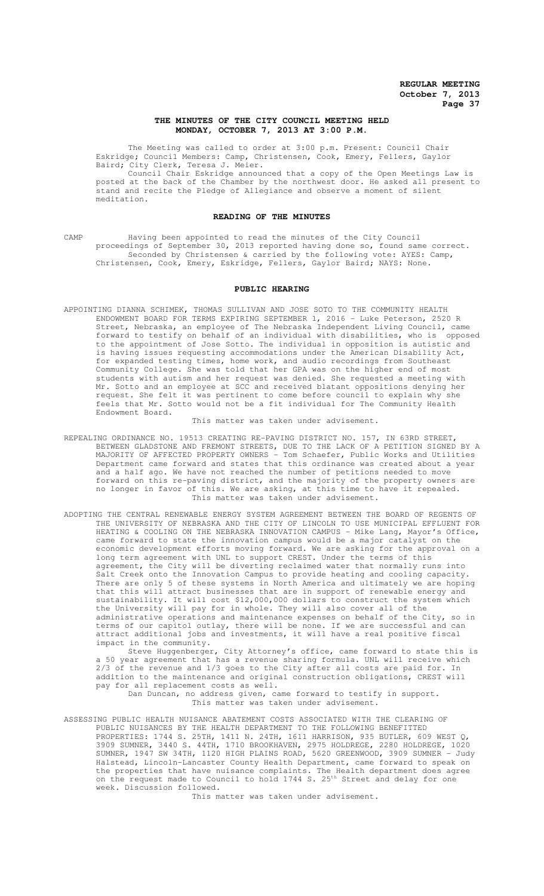**REGULAR MEETING**
**October 7, 2013**

## THE MINUTES OF THE CITY COUNCIL MEETING HELD MONDAY, OCTOBER 7, 2013 AT 3:00 P.M.

The Meeting was called to order at 3:00 p.m. Present: Council Chair Eskridge; Council Members: Camp, Christensen, Cook, Emery, Fellers, Gaylor Baird; City Clerk, Teresa J. Meier.

Council Chair Eskridge announced that a copy of the Open Meetings Law is posted at the back of the Chamber by the northwest door. He asked all present to stand and recite the Pledge of Allegiance and observe a moment of silent meditation.

### READING OF THE MINUTES

CAMP Having been appointed to read the minutes of the City Council proceedings of September 30, 2013 reported having done so, found same correct.

Seconded by Christensen & carried by the following vote: AYES: Camp, Christensen, Cook, Emery, Eskridge, Fellers, Gaylor Baird; NAYS: None.

### PUBLIC HEARING

APPOINTING DIANNA SCHIMEK, THOMAS SULLIVAN AND JOSE SOTO TO THE COMMUNITY HEALTH ENDOWMENT BOARD FOR TERMS EXPIRING SEPTEMBER 1, 2016 - Luke Peterson, 2520 R Street, Nebraska, an employee of The Nebraska Independent Living Council, came forward to testify on behalf of an individual with disabilities, who is opposed to the appointment of Jose Sotto. The individual in opposition is autistic and is having issues requesting accommodations under the American Disability Act, for expanded testing times, home work, and audio recordings from Southeast Community College. She was told that her GPA was on the higher end of most students with autism and her request was denied. She requested a meeting with Mr. Sotto and an employee at SCC and received blatant oppositions denying her request. She felt it was pertinent to come before council to explain why she feels that Mr. Sotto would not be a fit individual for The Community Health Endowment Board.

This matter was taken under advisement.

REPEALING ORDINANCE NO. 19513 CREATING RE-PAVING DISTRICT NO. 157, IN 63RD STREET, BETWEEN GLADSTONE AND FREMONT STREETS, DUE TO THE LACK OF A PETITION SIGNED BY A MAJORITY OF AFFECTED PROPERTY OWNERS - Tom Schaefer, Public Works and Utilities Department came forward and states that this ordinance was created about a year and a half ago. We have not reached the number of petitions needed to move forward on this re-paving district, and the majority of the property owners are no longer in favor of this. We are asking, at this time to have it repealed.

This matter was taken under advisement.

ADOPTING THE CENTRAL RENEWABLE ENERGY SYSTEM AGREEMENT BETWEEN THE BOARD OF REGENTS OF THE UNIVERSITY OF NEBRASKA AND THE CITY OF LINCOLN TO USE MUNICIPAL EFFLUENT FOR HEATING & COOLING ON THE NEBRASKA INNOVATION CAMPUS - Mike Lang, Mayor's Office, came forward to state the innovation campus would be a major catalyst on the economic development efforts moving forward. We are asking for the approval on a long term agreement with UNL to support CREST. Under the terms of this agreement, the City will be diverting reclaimed water that normally runs into Salt Creek onto the Innovation Campus to provide heating and cooling capacity. There are only 5 of these systems in North America and ultimately we are hoping that this will attract businesses that are in support of renewable energy and sustainability. It will cost $12,000,000 dollars to construct the system which the University will pay for in whole. They will also cover all of the administrative operations and maintenance expenses on behalf of the City, so in terms of our capitol outlay, there will be none. If we are successful and can attract additional jobs and investments, it will have a real positive fiscal impact in the community.

Steve Huggenberger, City Attorney's office, came forward to state this is a 50 year agreement that has a revenue sharing formula. UNL will receive which 2/3 of the revenue and 1/3 goes to the City after all costs are paid for. In addition to the maintenance and original construction obligations, CREST will pay for all replacement costs as well.

Dan Duncan, no address given, came forward to testify in support.

This matter was taken under advisement.

ASSESSING PUBLIC HEALTH NUISANCE ABATEMENT COSTS ASSOCIATED WITH THE CLEARING OF PUBLIC NUISANCES BY THE HEALTH DEPARTMENT TO THE FOLLOWING BENEFITTED PROPERTIES: 1744 S. 25TH, 1411 N. 24TH, 1611 HARRISON, 935 BUTLER, 609 WEST Q, 3909 SUMNER, 3440 S. 44TH, 1710 BROOKHAVEN, 2975 HOLDREGE, 2280 HOLDREGE, 1020 SUMNER, 1947 SW 34TH, 1120 HIGH PLAINS ROAD, 5620 GREENWOOD, 3909 SUMNER - Judy Halstead, Lincoln-Lancaster County Health Department, came forward to speak on the properties that have nuisance complaints. The Health department does agree on the request made to Council to hold 1744 S. 25th Street and delay for one week. Discussion followed.

This matter was taken under advisement.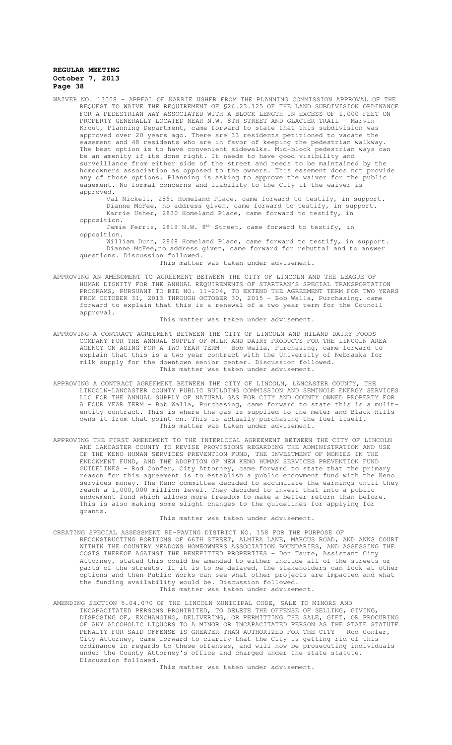WAIVER NO. 13008 - APPEAL OF KARRIE USHER FROM THE PLANNING COMMISSION APPROVAL OF THE REQUEST TO WAIVE THE REQUIREMENT OF §26.23.125 OF THE LAND SUBDIVISION ORDINANCE FOR A PEDESTRIAN WAY ASSOCIATED WITH A BLOCK LENGTH IN EXCESS OF 1,000 FEET ON PROPERTY GENERALLY LOCATED NEAR N.W. 8TH STREET AND GLACIER TRAIL - Marvin Krout, Planning Department, came forward to state that this subdivision was approved over 20 years ago. There are 33 residents petitioned to vacate the easement and 48 residents who are in favor of keeping the pedestrian walkway. The best option is to have convenient sidewalks. Mid-block pedestrian ways can be an amenity if its done right. It needs to have good visibility and surveillance from either side of the street and needs to be maintained by the homeowners association as opposed to the owners. This easement does not provide any of those options. Planning is asking to approve the waiver for the public easement. No formal concerns and liability to the City if the waiver is approved.

Val Nickell, 2861 Homeland Place, came forward to testify, in support.
Dianne McFee, no address given, came forward to testify, in support.
Karrie Usher, 2830 Homeland Place, came forward to testify, in opposition.
Jamie Ferris, 2819 N.W. 8th Street, came forward to testify, in opposition.
William Dunn, 2848 Homeland Place, came forward to testify, in support.
Dianne McFee,no address given, came forward for rebuttal and to answer questions. Discussion followed.

This matter was taken under advisement.

APPROVING AN AMENDMENT TO AGREEMENT BETWEEN THE CITY OF LINCOLN AND THE LEAGUE OF HUMAN DIGNITY FOR THE ANNUAL REQUIREMENTS OF STARTRAN'S SPECIAL TRANSPORTATION PROGRAMS, PURSUANT TO BID NO. 11-204, TO EXTEND THE AGREEMENT TERM FOR TWO YEARS FROM OCTOBER 31, 2013 THROUGH OCTOBER 30, 2015 - Bob Walla, Purchasing, came forward to explain that this is a renewal of a two year term for the Council approval.

This matter was taken under advisement.

APPROVING A CONTRACT AGREEMENT BETWEEN THE CITY OF LINCOLN AND HILAND DAIRY FOODS COMPANY FOR THE ANNUAL SUPPLY OF MILK AND DAIRY PRODUCTS FOR THE LINCOLN AREA AGENCY ON AGING FOR A TWO YEAR TERM - Bob Walla, Purchasing, came forward to explain that this is a two year contract with the University of Nebraska for milk supply for the downtown senior center. Discussion followed.

This matter was taken under advisement.

APPROVING A CONTRACT AGREEMENT BETWEEN THE CITY OF LINCOLN, LANCASTER COUNTY, THE LINCOLN-LANCASTER COUNTY PUBLIC BUILDING COMMISSION AND SEMINOLE ENERGY SERVICES LLC FOR THE ANNUAL SUPPLY OF NATURAL GAS FOR CITY AND COUNTY OWNED PROPERTY FOR A FOUR YEAR TERM - Bob Walla, Purchasing, came forward to state this is a mulit-entity contract. This is where the gas is supplied to the meter and Black Hills owns it from that point on. This is actually purchasing the fuel itself.

This matter was taken under advisement.

APPROVING THE FIRST AMENDMENT TO THE INTERLOCAL AGREEMENT BETWEEN THE CITY OF LINCOLN AND LANCASTER COUNTY TO REVISE PROVISIONS REGARDING THE ADMINISTRATION AND USE OF THE KENO HUMAN SERVICES PREVENTION FUND, THE INVESTMENT OF MONIES IN THE ENDOWMENT FUND, AND THE ADOPTION OF NEW KENO HUMAN SERVICES PREVENTION FUND GUIDELINES - Rod Confer, City Attorney, came forward to state that the primary reason for this agreement is to establish a public endowment fund with the Keno services money. The Keno committee decided to accumulate the earnings until they reach a 1,000,000 million level. They decided to invest that into a public endowment fund which allows more freedom to make a better return than before. This is also making some slight changes to the guidelines for applying for grants.

This matter was taken under advisement.

CREATING SPECIAL ASSESSMENT RE-PAVING DISTRICT NO. 158 FOR THE PURPOSE OF RECONSTRUCTING PORTIONS OF 66TH STREET, ALMIRA LANE, MARCUS ROAD, AND ANNS COURT WITHIN THE COUNTRY MEADOWS HOMEOWNERS ASSOCIATION BOUNDARIES, AND ASSESSING THE COSTS THEREOF AGAINST THE BENEFITTED PROPERTIES - Don Taute, Assistant City Attorney, stated this could be amended to either include all of the streets or parts of the streets. If it is to be delayed, the stakeholders can look at other options and then Public Works can see what other projects are impacted and what the funding availability would be. Discussion followed.

This matter was taken under advisement.

AMENDING SECTION 5.04.070 OF THE LINCOLN MUNICIPAL CODE, SALE TO MINORS AND INCAPACITATED PERSONS PROHIBITED, TO DELETE THE OFFENSE OF SELLING, GIVING, DISPOSING OF, EXCHANGING, DELIVERING, OR PERMITTING THE SALE, GIFT, OR PROCURING OF ANY ALCOHOLIC LIQUORS TO A MINOR OR INCAPACITATED PERSON AS THE STATE STATUTE PENALTY FOR SAID OFFENSE IS GREATER THAN AUTHORIZED FOR THE CITY - Rod Confer, City Attorney, came forward to clarify that the City is getting rid of this ordinance in regards to these offenses, and will now be prosecuting individuals under the County Attorney's office and charged under the state statute. Discussion followed.

This matter was taken under advisement.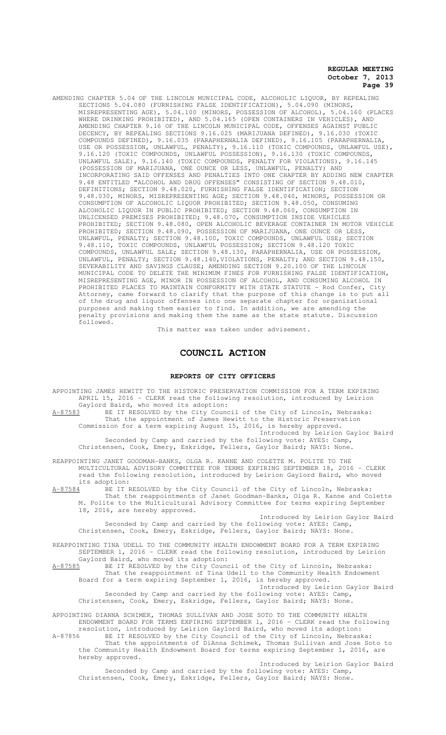AMENDING CHAPTER 5.04 OF THE LINCOLN MUNICIPAL CODE, ALCOHOLIC LIQUOR, BY REPEALING SECTIONS 5.04.080 (FURNISHING FALSE IDENTIFICATION), 5.04.090 (MINORS, MISREPRESENTING AGE), 5.04.100 (MINORS, POSSESSION OF ALCOHOL), 5.04.160 (PLACES WHERE DRINKING PROHIBITED), AND 5.04.165 (OPEN CONTAINERS IN VEHICLES), AND AMENDING CHAPTER 9.16 OF THE LINCOLN MUNICIPAL CODE, OFFENSES AGAINST PUBLIC DECENCY, BY REPEALING SECTIONS 9.16.025 (MARIJUANA DEFINED), 9.16.030 (TOXIC COMPOUNDS DEFINED), 9.16.035 (PARAPHERNALIA DEFINED), 9.16.105 (PARAPHERNALIA, USE OR POSSESSION, UNLAWFUL, PENALTY), 9.16.110 (TOXIC COMPOUNDS, UNLAWFUL USE), 9.16.120 (TOXIC COMPOUNDS, UNLAWFUL POSSESSION), 9.16.130 (TOXIC COMPOUNDS, UNLAWFUL SALE), 9.16.140 (TOXIC COMPOUNDS, PENALTY FOR VIOLATIONS), 9.16.145 (POSSESSION OF MARIJUANA, ONE OUNCE OR LESS, UNLAWFUL, PENALTY) AND INCORPORATING SAID OFFENSES AND PENALTIES INTO ONE CHAPTER BY ADDING NEW CHAPTER 9.48 ENTITLED "ALCOHOL AND DRUG OFFENSES" CONSISTING OF SECTION 9.48.010, DEFINITIONS; SECTION 9.48.020, FURNISHING FALSE IDENTIFICATION; SECTION 9.48.030, MINORS, MISREPRESENTING AGE; SECTION 9.48.040, MINORS, POSSESSION OR CONSUMPTION OF ALCOHOLIC LIQUOR PROHIBITED; SECTION 9.48.050, CONSUMING ALCOHOLIC LIQUOR IN PUBLIC PROHIBITED; SECTION 9.48.060, CONSUMPTION IN UNLICENSED PREMISES PROHIBITED; 9.48.070, CONSUMPTION INSIDE VEHICLES PROHIBITED; SECTION 9.48.080, OPEN ALCOHOLIC BEVERAGE CONTAINER IN MOTOR VEHICLE PROHIBITED; SECTION 9.48.090, POSSESSION OF MARIJUANA, ONE OUNCE OR LESS, UNLAWFUL, PENALTY; SECTION 9.48.100, TOXIC COMPOUNDS, UNLAWFUL USE; SECTION 9.48.110, TOXIC COMPOUNDS, UNLAWFUL POSSESSION; SECTION 9.48.120 TOXIC COMPOUNDS, UNLAWFUL SALE; SECTION 9.48.130, PARAPHERNALIA, USE OR POSSESSION, UNLAWFUL, PENALTY; SECTION 9.48.140,VIOLATIONS, PENALTY; AND SECTION 9.48.150, SEVERABILITY AND SAVINGS CLAUSE; AMENDING SECTION 9.20.100 OF THE LINCOLN MUNICIPAL CODE TO DELETE THE MINIMUM FINES FOR FURNISHING FALSE IDENTIFICATION, MISREPRESENTING AGE, MINOR IN POSSESSION OF ALCOHOL, AND CONSUMING ALCOHOL IN PROHIBITED PLACES TO MAINTAIN CONFORMITY WITH STATE STATUTE - Rod Confer, City Attorney, came forward to clarify that the purpose of this change is to put all of the drug and liquor offenses into one separate chapter for organizational purposes and making them easier to find. In addition, we are amending the penalty provisions and making them the same as the state statute. Discussion followed.

This matter was taken under advisement.

# COUNCIL ACTION

## REPORTS OF CITY OFFICERS

APPOINTING JAMES HEWITT TO THE HISTORIC PRESERVATION COMMISSION FOR A TERM EXPIRING APRIL 15, 2016 - CLERK read the following resolution, introduced by Leirion Gaylord Baird, who moved its adoption:

A-87583 BE IT RESOLVED by the City Council of the City of Lincoln, Nebraska:
That the appointment of James Hewitt to the Historic Preservation Commission for a term expiring August 15, 2016, is hereby approved.

Introduced by Leirion Gaylor Baird

Seconded by Camp and carried by the following vote: AYES: Camp, Christensen, Cook, Emery, Eskridge, Fellers, Gaylor Baird; NAYS: None.

REAPPOINTING JANET GOODMAN-BANKS, OLGA R. KANNE AND COLETTE M. POLITE TO THE MULTICULTURAL ADVISORY COMMITTEE FOR TERMS EXPIRING SEPTEMBER 18, 2016 - CLERK read the following resolution, introduced by Leirion Gaylord Baird, who moved its adoption:

A-87584 BE IT RESOLVED by the City Council of the City of Lincoln, Nebraska:
That the reappointments of Janet Goodman-Banks, Olga R. Kanne and Colette M. Polite to the Multicultural Advisory Committee for terms expiring September 18, 2016, are hereby approved.

Introduced by Leirion Gaylor Baird

Seconded by Camp and carried by the following vote: AYES: Camp, Christensen, Cook, Emery, Eskridge, Fellers, Gaylor Baird; NAYS: None.

REAPPOINTING TINA UDELL TO THE COMMUNITY HEALTH ENDOWMENT BOARD FOR A TERM EXPIRING SEPTEMBER 1, 2016 - CLERK read the following resolution, introduced by Leirion Gaylord Baird, who moved its adoption:

A-87585 BE IT RESOLVED by the City Council of the City of Lincoln, Nebraska:
That the reappointment of Tina Udell to the Community Health Endowment Board for a term expiring September 1, 2016, is hereby approved.

Introduced by Leirion Gaylor Baird

Seconded by Camp and carried by the following vote: AYES: Camp, Christensen, Cook, Emery, Eskridge, Fellers, Gaylor Baird; NAYS: None.

APPOINTING DIANNA SCHIMEK, THOMAS SULLIVAN AND JOSE SOTO TO THE COMMUNITY HEALTH ENDOWMENT BOARD FOR TERMS EXPIRING SEPTEMBER 1, 2016 - CLERK read the following resolution, introduced by Leirion Gaylord Baird, who moved its adoption:

A-87856 BE IT RESOLVED by the City Council of the City of Lincoln, Nebraska:
That the appointments of DiAnna Schimek, Thomas Sullivan and Jose Soto to the Community Health Endowment Board for terms expiring September 1, 2016, are hereby approved.

Introduced by Leirion Gaylor Baird

Seconded by Camp and carried by the following vote: AYES: Camp, Christensen, Cook, Emery, Eskridge, Fellers, Gaylor Baird; NAYS: None.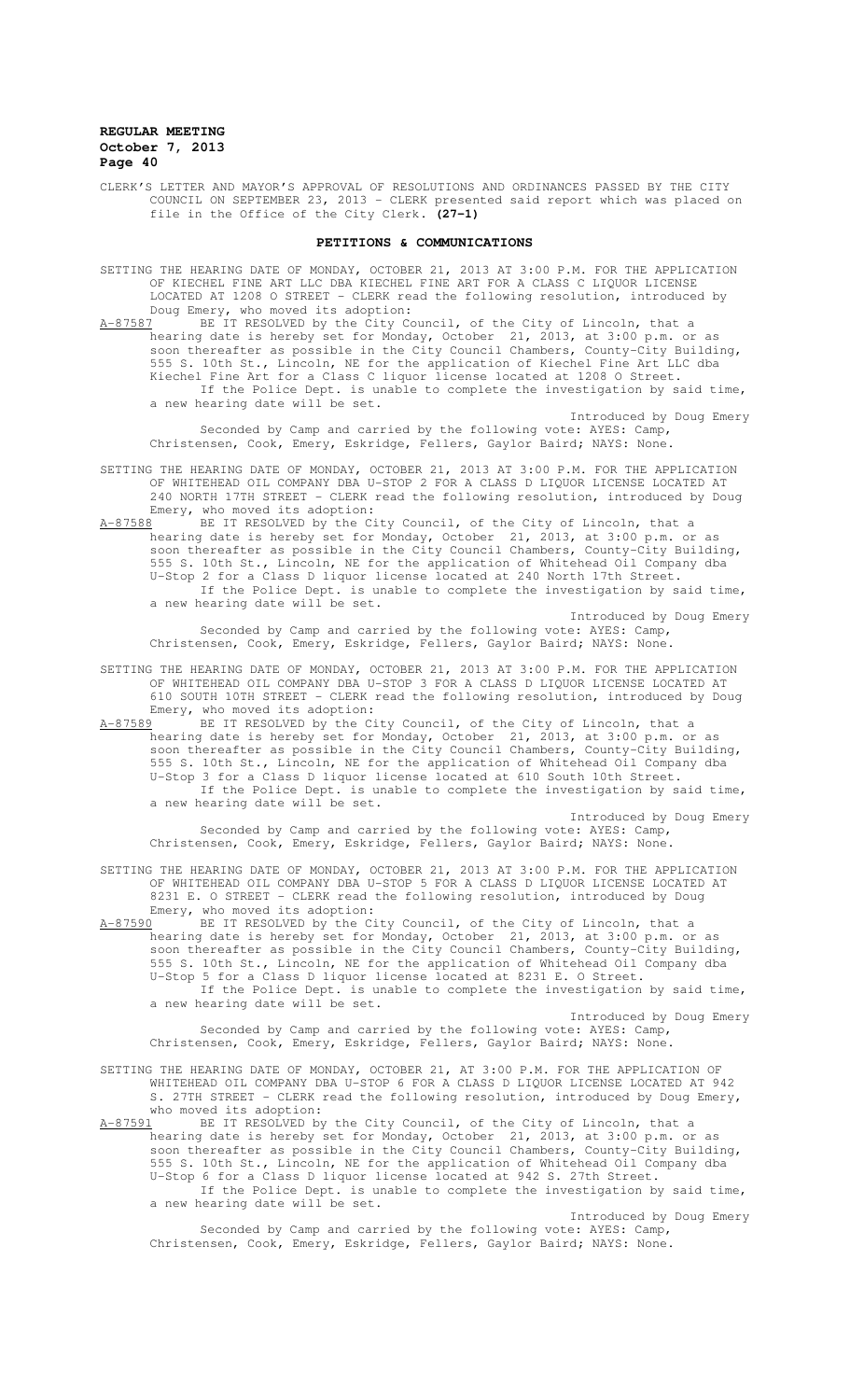CLERK'S LETTER AND MAYOR'S APPROVAL OF RESOLUTIONS AND ORDINANCES PASSED BY THE CITY COUNCIL ON SEPTEMBER 23, 2013 - CLERK presented said report which was placed on file in the Office of the City Clerk. **(27-1)**

## PETITIONS & COMMUNICATIONS

SETTING THE HEARING DATE OF MONDAY, OCTOBER 21, 2013 AT 3:00 P.M. FOR THE APPLICATION OF KIECHEL FINE ART LLC DBA KIECHEL FINE ART FOR A CLASS C LIQUOR LICENSE LOCATED AT 1208 O STREET - CLERK read the following resolution, introduced by Doug Emery, who moved its adoption:

A-87587 BE IT RESOLVED by the City Council, of the City of Lincoln, that a hearing date is hereby set for Monday, October 21, 2013, at 3:00 p.m. or as soon thereafter as possible in the City Council Chambers, County-City Building, 555 S. 10th St., Lincoln, NE for the application of Kiechel Fine Art LLC dba Kiechel Fine Art for a Class C liquor license located at 1208 O Street.
If the Police Dept. is unable to complete the investigation by said time, a new hearing date will be set.

Introduced by Doug Emery

Seconded by Camp and carried by the following vote: AYES: Camp, Christensen, Cook, Emery, Eskridge, Fellers, Gaylor Baird; NAYS: None.

SETTING THE HEARING DATE OF MONDAY, OCTOBER 21, 2013 AT 3:00 P.M. FOR THE APPLICATION OF WHITEHEAD OIL COMPANY DBA U-STOP 2 FOR A CLASS D LIQUOR LICENSE LOCATED AT 240 NORTH 17TH STREET - CLERK read the following resolution, introduced by Doug Emery, who moved its adoption:

A-87588 BE IT RESOLVED by the City Council, of the City of Lincoln, that a hearing date is hereby set for Monday, October 21, 2013, at 3:00 p.m. or as soon thereafter as possible in the City Council Chambers, County-City Building, 555 S. 10th St., Lincoln, NE for the application of Whitehead Oil Company dba U-Stop 2 for a Class D liquor license located at 240 North 17th Street.
If the Police Dept. is unable to complete the investigation by said time, a new hearing date will be set.

Introduced by Doug Emery

Seconded by Camp and carried by the following vote: AYES: Camp, Christensen, Cook, Emery, Eskridge, Fellers, Gaylor Baird; NAYS: None.

SETTING THE HEARING DATE OF MONDAY, OCTOBER 21, 2013 AT 3:00 P.M. FOR THE APPLICATION OF WHITEHEAD OIL COMPANY DBA U-STOP 3 FOR A CLASS D LIQUOR LICENSE LOCATED AT 610 SOUTH 10TH STREET - CLERK read the following resolution, introduced by Doug Emery, who moved its adoption:

A-87589 BE IT RESOLVED by the City Council, of the City of Lincoln, that a hearing date is hereby set for Monday, October 21, 2013, at 3:00 p.m. or as soon thereafter as possible in the City Council Chambers, County-City Building, 555 S. 10th St., Lincoln, NE for the application of Whitehead Oil Company dba U-Stop 3 for a Class D liquor license located at 610 South 10th Street.
If the Police Dept. is unable to complete the investigation by said time, a new hearing date will be set.

Introduced by Doug Emery

Seconded by Camp and carried by the following vote: AYES: Camp, Christensen, Cook, Emery, Eskridge, Fellers, Gaylor Baird; NAYS: None.

SETTING THE HEARING DATE OF MONDAY, OCTOBER 21, 2013 AT 3:00 P.M. FOR THE APPLICATION OF WHITEHEAD OIL COMPANY DBA U-STOP 5 FOR A CLASS D LIQUOR LICENSE LOCATED AT 8231 E. O STREET - CLERK read the following resolution, introduced by Doug Emery, who moved its adoption:

A-87590 BE IT RESOLVED by the City Council, of the City of Lincoln, that a hearing date is hereby set for Monday, October 21, 2013, at 3:00 p.m. or as soon thereafter as possible in the City Council Chambers, County-City Building, 555 S. 10th St., Lincoln, NE for the application of Whitehead Oil Company dba U-Stop 5 for a Class D liquor license located at 8231 E. O Street.
If the Police Dept. is unable to complete the investigation by said time, a new hearing date will be set.

Introduced by Doug Emery

Seconded by Camp and carried by the following vote: AYES: Camp, Christensen, Cook, Emery, Eskridge, Fellers, Gaylor Baird; NAYS: None.

SETTING THE HEARING DATE OF MONDAY, OCTOBER 21, AT 3:00 P.M. FOR THE APPLICATION OF WHITEHEAD OIL COMPANY DBA U-STOP 6 FOR A CLASS D LIQUOR LICENSE LOCATED AT 942 S. 27TH STREET - CLERK read the following resolution, introduced by Doug Emery, who moved its adoption:

A-87591 BE IT RESOLVED by the City Council, of the City of Lincoln, that a hearing date is hereby set for Monday, October 21, 2013, at 3:00 p.m. or as soon thereafter as possible in the City Council Chambers, County-City Building, 555 S. 10th St., Lincoln, NE for the application of Whitehead Oil Company dba U-Stop 6 for a Class D liquor license located at 942 S. 27th Street.
If the Police Dept. is unable to complete the investigation by said time, a new hearing date will be set.

Introduced by Doug Emery

Seconded by Camp and carried by the following vote: AYES: Camp, Christensen, Cook, Emery, Eskridge, Fellers, Gaylor Baird; NAYS: None.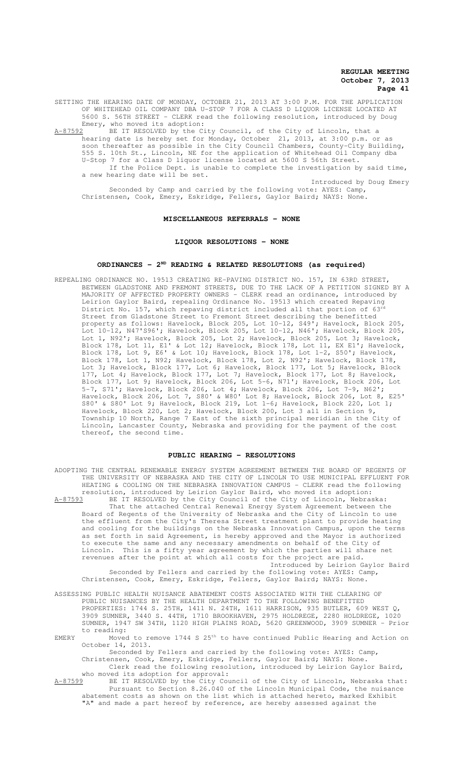SETTING THE HEARING DATE OF MONDAY, OCTOBER 21, 2013 AT 3:00 P.M. FOR THE APPLICATION OF WHITEHEAD OIL COMPANY DBA U-STOP 7 FOR A CLASS D LIQUOR LICENSE LOCATED AT 5600 S. 56TH STREET - CLERK read the following resolution, introduced by Doug Emery, who moved its adoption:

A-87592 BE IT RESOLVED by the City Council, of the City of Lincoln, that a hearing date is hereby set for Monday, October 21, 2013, at 3:00 p.m. or as soon thereafter as possible in the City Council Chambers, County-City Building, 555 S. 10th St., Lincoln, NE for the application of Whitehead Oil Company dba U-Stop 7 for a Class D liquor license located at 5600 S 56th Street.

If the Police Dept. is unable to complete the investigation by said time, a new hearing date will be set.

Introduced by Doug Emery

Seconded by Camp and carried by the following vote: AYES: Camp, Christensen, Cook, Emery, Eskridge, Fellers, Gaylor Baird; NAYS: None.

## MISCELLANEOUS REFERRALS - NONE

## LIQUOR RESOLUTIONS - NONE

## ORDINANCES - 2ND READING & RELATED RESOLUTIONS (as required)

REPEALING ORDINANCE NO. 19513 CREATING RE-PAVING DISTRICT NO. 157, IN 63RD STREET, BETWEEN GLADSTONE AND FREMONT STREETS, DUE TO THE LACK OF A PETITION SIGNED BY A MAJORITY OF AFFECTED PROPERTY OWNERS - CLERK read an ordinance, introduced by Leirion Gaylor Baird, repealing Ordinance No. 19513 which created Repaving District No. 157, which repaving district included all that portion of 63rd Street from Gladstone Street to Fremont Street describing the benefitted property as follows: Havelock, Block 205, Lot 10-12, S49'; Havelock, Block 205, Lot 10-12, N47'S96'; Havelock, Block 205, Lot 10-12, N46'; Havelock, Block 205, Lot 1, N92'; Havelock, Block 205, Lot 2; Havelock, Block 205, Lot 3; Havelock, Block 178, Lot 11, E1' & Lot 12; Havelock, Block 178, Lot 11, EX E1'; Havelock, Block 178, Lot 9, E6' & Lot 10; Havelock, Block 178, Lot 1-2, S50'; Havelock, Block 178, Lot 1, N92; Havelock, Block 178, Lot 2, N92'; Havelock, Block 178, Lot 3; Havelock, Block 177, Lot 6; Havelock, Block 177, Lot 5; Havelock, Block 177, Lot 4; Havelock, Block 177, Lot 7; Havelock, Block 177, Lot 8; Havelock, Block 177, Lot 9; Havelock, Block 206, Lot 5-6, N71'; Havelock, Block 206, Lot 5-7, S71'; Havelock, Block 206, Lot 4; Havelock, Block 206, Lot 7-9, N62'; Havelock, Block 206, Lot 7, S80' & W80' Lot 8; Havelock, Block 206, Lot 8, E25' S80' & S80' Lot 9; Havelock, Block 219, Lot 1-6; Havelock, Block 220, Lot 1; Havelock, Block 220, Lot 2; Havelock, Block 200, Lot 3 all in Section 9, Township 10 North, Range 7 East of the sixth principal meridian in the City of Lincoln, Lancaster County, Nebraska and providing for the payment of the cost thereof, the second time.

## PUBLIC HEARING - RESOLUTIONS

ADOPTING THE CENTRAL RENEWABLE ENERGY SYSTEM AGREEMENT BETWEEN THE BOARD OF REGENTS OF THE UNIVERSITY OF NEBRASKA AND THE CITY OF LINCOLN TO USE MUNICIPAL EFFLUENT FOR HEATING & COOLING ON THE NEBRASKA INNOVATION CAMPUS - CLERK read the following resolution, introduced by Leirion Gaylor Baird, who moved its adoption:

A-87593 BE IT RESOLVED by the City Council of the City of Lincoln, Nebraska:

That the attached Central Renewal Energy System Agreement between the Board of Regents of the University of Nebraska and the City of Lincoln to use the effluent from the City's Theresa Street treatment plant to provide heating and cooling for the buildings on the Nebraska Innovation Campus, upon the terms as set forth in said Agreement, is hereby approved and the Mayor is authorized to execute the same and any necessary amendments on behalf of the City of Lincoln. This is a fifty year agreement by which the parties will share net revenues after the point at which all costs for the project are paid.

Introduced by Leirion Gaylor Baird

Seconded by Fellers and carried by the following vote: AYES: Camp, Christensen, Cook, Emery, Eskridge, Fellers, Gaylor Baird; NAYS: None.

ASSESSING PUBLIC HEALTH NUISANCE ABATEMENT COSTS ASSOCIATED WITH THE CLEARING OF PUBLIC NUISANCES BY THE HEALTH DEPARTMENT TO THE FOLLOWING BENEFITTED PROPERTIES: 1744 S. 25TH, 1411 N. 24TH, 1611 HARRISON, 935 BUTLER, 609 WEST Q, 3909 SUMNER, 3440 S. 44TH, 1710 BROOKHAVEN, 2975 HOLDREGE, 2280 HOLDREGE, 1020 SUMNER, 1947 SW 34TH, 1120 HIGH PLAINS ROAD, 5620 GREENWOOD, 3909 SUMNER - Prior to reading:

EMERY Moved to remove 1744 S 25th to have continued Public Hearing and Action on October 14, 2013.

Seconded by Fellers and carried by the following vote: AYES: Camp, Christensen, Cook, Emery, Eskridge, Fellers, Gaylor Baird; NAYS: None.

Clerk read the following resolution, introduced by Leirion Gaylor Baird, who moved its adoption for approval:

A-87599 BE IT RESOLVED by the City Council of the City of Lincoln, Nebraska that:

Pursuant to Section 8.26.040 of the Lincoln Municipal Code, the nuisance abatement costs as shown on the list which is attached hereto, marked Exhibit "A" and made a part hereof by reference, are hereby assessed against the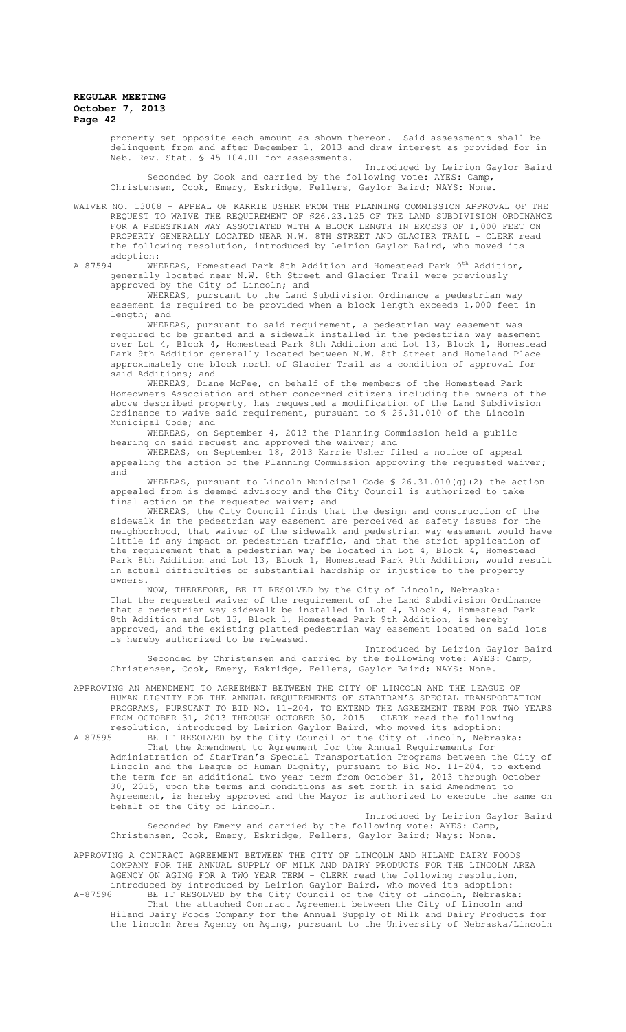property set opposite each amount as shown thereon. Said assessments shall be delinquent from and after December 1, 2013 and draw interest as provided for in Neb. Rev. Stat. § 45-104.01 for assessments.

Introduced by Leirion Gaylor Baird

Seconded by Cook and carried by the following vote: AYES: Camp, Christensen, Cook, Emery, Eskridge, Fellers, Gaylor Baird; NAYS: None.

WAIVER NO. 13008 – APPEAL OF KARRIE USHER FROM THE PLANNING COMMISSION APPROVAL OF THE REQUEST TO WAIVE THE REQUIREMENT OF §26.23.125 OF THE LAND SUBDIVISION ORDINANCE FOR A PEDESTRIAN WAY ASSOCIATED WITH A BLOCK LENGTH IN EXCESS OF 1,000 FEET ON PROPERTY GENERALLY LOCATED NEAR N.W. 8TH STREET AND GLACIER TRAIL - CLERK read the following resolution, introduced by Leirion Gaylor Baird, who moved its adoption:

A-87594 WHEREAS, Homestead Park 8th Addition and Homestead Park 9th Addition, generally located near N.W. 8th Street and Glacier Trail were previously approved by the City of Lincoln; and

WHEREAS, pursuant to the Land Subdivision Ordinance a pedestrian way easement is required to be provided when a block length exceeds 1,000 feet in length; and

WHEREAS, pursuant to said requirement, a pedestrian way easement was required to be granted and a sidewalk installed in the pedestrian way easement over Lot 4, Block 4, Homestead Park 8th Addition and Lot 13, Block 1, Homestead Park 9th Addition generally located between N.W. 8th Street and Homeland Place approximately one block north of Glacier Trail as a condition of approval for said Additions; and

WHEREAS, Diane McFee, on behalf of the members of the Homestead Park Homeowners Association and other concerned citizens including the owners of the above described property, has requested a modification of the Land Subdivision Ordinance to waive said requirement, pursuant to § 26.31.010 of the Lincoln Municipal Code; and

WHEREAS, on September 4, 2013 the Planning Commission held a public hearing on said request and approved the waiver; and

WHEREAS, on September 18, 2013 Karrie Usher filed a notice of appeal appealing the action of the Planning Commission approving the requested waiver; and

WHEREAS, pursuant to Lincoln Municipal Code § 26.31.010(g)(2) the action appealed from is deemed advisory and the City Council is authorized to take final action on the requested waiver; and

WHEREAS, the City Council finds that the design and construction of the sidewalk in the pedestrian way easement are perceived as safety issues for the neighborhood, that waiver of the sidewalk and pedestrian way easement would have little if any impact on pedestrian traffic, and that the strict application of the requirement that a pedestrian way be located in Lot 4, Block 4, Homestead Park 8th Addition and Lot 13, Block 1, Homestead Park 9th Addition, would result in actual difficulties or substantial hardship or injustice to the property owners.

NOW, THEREFORE, BE IT RESOLVED by the City of Lincoln, Nebraska:

That the requested waiver of the requirement of the Land Subdivision Ordinance that a pedestrian way sidewalk be installed in Lot 4, Block 4, Homestead Park 8th Addition and Lot 13, Block 1, Homestead Park 9th Addition, is hereby approved, and the existing platted pedestrian way easement located on said lots is hereby authorized to be released.

Introduced by Leirion Gaylor Baird

Seconded by Christensen and carried by the following vote: AYES: Camp, Christensen, Cook, Emery, Eskridge, Fellers, Gaylor Baird; NAYS: None.

APPROVING AN AMENDMENT TO AGREEMENT BETWEEN THE CITY OF LINCOLN AND THE LEAGUE OF HUMAN DIGNITY FOR THE ANNUAL REQUIREMENTS OF STARTRAN'S SPECIAL TRANSPORTATION PROGRAMS, PURSUANT TO BID NO. 11-204, TO EXTEND THE AGREEMENT TERM FOR TWO YEARS FROM OCTOBER 31, 2013 THROUGH OCTOBER 30, 2015 - CLERK read the following resolution, introduced by Leirion Gaylor Baird, who moved its adoption:

A-87595 BE IT RESOLVED by the City Council of the City of Lincoln, Nebraska:

That the Amendment to Agreement for the Annual Requirements for Administration of StarTran's Special Transportation Programs between the City of Lincoln and the League of Human Dignity, pursuant to Bid No. 11-204, to extend the term for an additional two-year term from October 31, 2013 through October 30, 2015, upon the terms and conditions as set forth in said Amendment to Agreement, is hereby approved and the Mayor is authorized to execute the same on behalf of the City of Lincoln.

Introduced by Leirion Gaylor Baird

Seconded by Emery and carried by the following vote: AYES: Camp, Christensen, Cook, Emery, Eskridge, Fellers, Gaylor Baird; Nays: None.

APPROVING A CONTRACT AGREEMENT BETWEEN THE CITY OF LINCOLN AND HILAND DAIRY FOODS COMPANY FOR THE ANNUAL SUPPLY OF MILK AND DAIRY PRODUCTS FOR THE LINCOLN AREA AGENCY ON AGING FOR A TWO YEAR TERM - CLERK read the following resolution, introduced by introduced by Leirion Gaylor Baird, who moved its adoption:

A-87596 BE IT RESOLVED by the City Council of the City of Lincoln, Nebraska:

That the attached Contract Agreement between the City of Lincoln and Hiland Dairy Foods Company for the Annual Supply of Milk and Dairy Products for the Lincoln Area Agency on Aging, pursuant to the University of Nebraska/Lincoln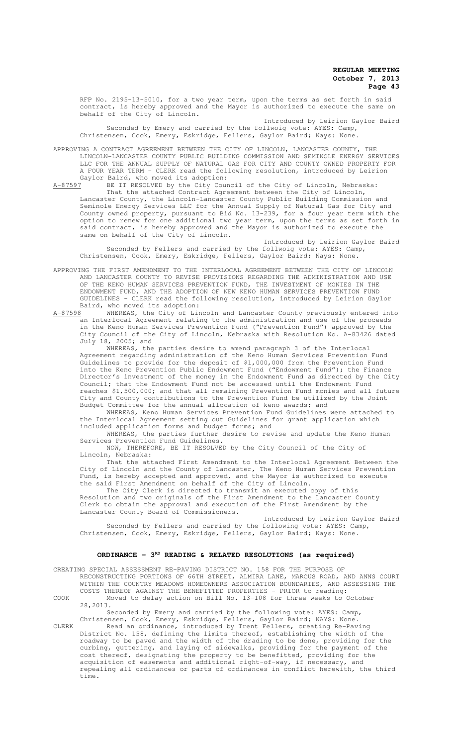RFP No. 2195-13-5010, for a two year term, upon the terms as set forth in said contract, is hereby approved and the Mayor is authorized to execute the same on behalf of the City of Lincoln.

Introduced by Leirion Gaylor Baird

Seconded by Emery and carried by the follwoig vote: AYES: Camp, Christensen, Cook, Emery, Eskridge, Fellers, Gaylor Baird; Nays: None.

APPROVING A CONTRACT AGREEMENT BETWEEN THE CITY OF LINCOLN, LANCASTER COUNTY, THE LINCOLN-LANCASTER COUNTY PUBLIC BUILDING COMMISSION AND SEMINOLE ENERGY SERVICES LLC FOR THE ANNUAL SUPPLY OF NATURAL GAS FOR CITY AND COUNTY OWNED PROPERTY FOR A FOUR YEAR TERM - CLERK read the following resolution, introduced by Leirion Gaylor Baird, who moved its adoption:

A-87597 BE IT RESOLVED by the City Council of the City of Lincoln, Nebraska:

That the attached Contract Agreement between the City of Lincoln, Lancaster County, the Lincoln-Lancaster County Public Building Commission and Seminole Energy Services LLC for the Annual Supply of Natural Gas for City and County owned property, pursuant to Bid No. 13-239, for a four year term with the option to renew for one additional two year term, upon the terms as set forth in said contract, is hereby approved and the Mayor is authorized to execute the same on behalf of the City of Lincoln.

Introduced by Leirion Gaylor Baird

Seconded by Fellers and carried by the follwoig vote: AYES: Camp, Christensen, Cook, Emery, Eskridge, Fellers, Gaylor Baird; Nays: None.

APPROVING THE FIRST AMENDMENT TO THE INTERLOCAL AGREEMENT BETWEEN THE CITY OF LINCOLN AND LANCASTER COUNTY TO REVISE PROVISIONS REGARDING THE ADMINISTRATION AND USE OF THE KENO HUMAN SERVICES PREVENTION FUND, THE INVESTMENT OF MONIES IN THE ENDOWMENT FUND, AND THE ADOPTION OF NEW KENO HUMAN SERVICES PREVENTION FUND GUIDELINES - CLERK read the following resolution, introduced by Leirion Gaylor Baird, who moved its adoption:

A-87598 WHEREAS, the City of Lincoln and Lancaster County previously entered into an Interlocal Agreement relating to the administration and use of the proceeds in the Keno Human Services Prevention Fund ("Prevention Fund") approved by the City Council of the City of Lincoln, Nebraska with Resolution No. A-83426 dated July 18, 2005; and

WHEREAS, the parties desire to amend paragraph 3 of the Interlocal Agreement regarding administration of the Keno Human Services Prevention Fund Guidelines to provide for the deposit of $1,000,000 from the Prevention Fund into the Keno Prevention Public Endowment Fund ("Endowment Fund"); the Finance Director's investment of the money in the Endowment Fund as directed by the City Council; that the Endowment Fund not be accessed until the Endowment Fund reaches $1,500,000; and that all remaining Prevention Fund monies and all future City and County contributions to the Prevention Fund be utilized by the Joint Budget Committee for the annual allocation of keno awards; and

WHEREAS, Keno Human Services Prevention Fund Guidelines were attached to the Interlocal Agreement setting out Guidelines for grant application which included application forms and budget forms; and

WHEREAS, the parties further desire to revise and update the Keno Human Services Prevention Fund Guidelines.

NOW, THEREFORE, BE IT RESOLVED by the City Council of the City of Lincoln, Nebraska:

That the attached First Amendment to the Interlocal Agreement Between the City of Lincoln and the County of Lancaster, The Keno Human Services Prevention Fund, is hereby accepted and approved, and the Mayor is authorized to execute the said First Amendment on behalf of the City of Lincoln.

The City Clerk is directed to transmit an executed copy of this Resolution and two originals of the First Amendment to the Lancaster County Clerk to obtain the approval and execution of the First Amendment by the Lancaster County Board of Commissioners.

Introduced by Leirion Gaylor Baird

Seconded by Fellers and carried by the following vote: AYES: Camp, Christensen, Cook, Emery, Eskridge, Fellers, Gaylor Baird; Nays: None.

## ORDINANCE - 3RD READING & RELATED RESOLUTIONS (as required)

CREATING SPECIAL ASSESSMENT RE-PAVING DISTRICT NO. 158 FOR THE PURPOSE OF RECONSTRUCTING PORTIONS OF 66TH STREET, ALMIRA LANE, MARCUS ROAD, AND ANNS COURT WITHIN THE COUNTRY MEADOWS HOMEOWNERS ASSOCIATION BOUNDARIES, AND ASSESSING THE COSTS THEREOF AGAINST THE BENEFITTED PROPERTIES - PRIOR to reading:

COOK Moved to delay action on Bill No. 13-108 for three weeks to October 28,2013.

Seconded by Emery and carried by the following vote: AYES: Camp, Christensen, Cook, Emery, Eskridge, Fellers, Gaylor Baird; NAYS: None.

CLERK Read an ordinance, introduced by Trent Fellers, creating Re-Paving District No. 158, defining the limits thereof, establishing the width of the roadway to be paved and the width of the drading to be done, providing for the curbing, guttering, and laying of sidewalks, providing for the payment of the cost thereof, designating the property to be benefitted, providing for the acquisition of easements and additional right-of-way, if necessary, and repealing all ordinances or parts of ordinances in conflict herewith, the third time.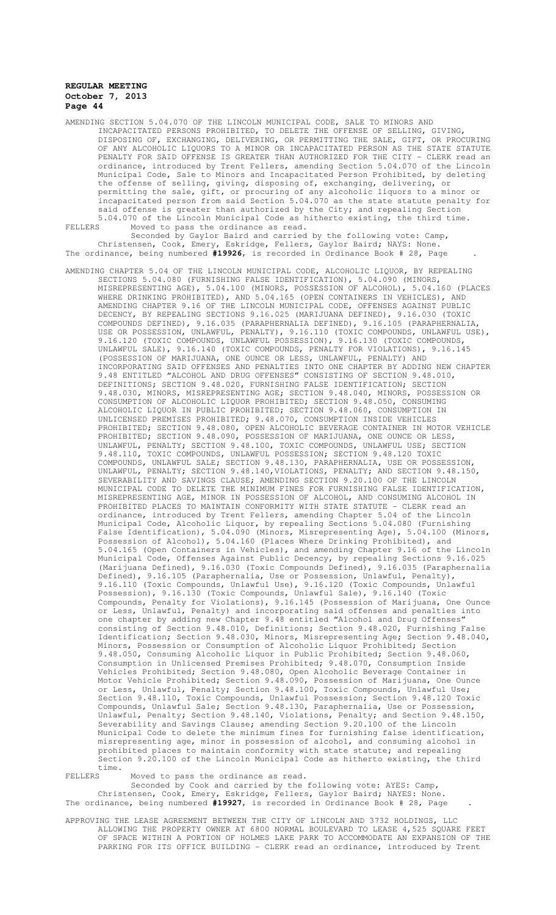AMENDING SECTION 5.04.070 OF THE LINCOLN MUNICIPAL CODE, SALE TO MINORS AND INCAPACITATED PERSONS PROHIBITED, TO DELETE THE OFFENSE OF SELLING, GIVING, DISPOSING OF, EXCHANGING, DELIVERING, OR PERMITTING THE SALE, GIFT, OR PROCURING OF ANY ALCOHOLIC LIQUORS TO A MINOR OR INCAPACITATED PERSON AS THE STATE STATUTE PENALTY FOR SAID OFFENSE IS GREATER THAN AUTHORIZED FOR THE CITY - CLERK read an ordinance, introduced by Trent Fellers, amending Section 5.04.070 of the Lincoln Municipal Code, Sale to Minors and Incapacitated Person Prohibited, by deleting the offense of selling, giving, disposing of, exchanging, delivering, or permitting the sale, gift, or procuring of any alcoholic liquors to a minor or incapacitated person from said Section 5.04.070 as the state statute penalty for said offense is greater than authorized by the City; and repealing Section 5.04.070 of the Lincoln Municipal Code as hitherto existing, the third time.

FELLERS Moved to pass the ordinance as read.

Seconded by Gaylor Baird and carried by the following vote: Camp, Christensen, Cook, Emery, Eskridge, Fellers, Gaylor Baird; NAYS: None.

The ordinance, being numbered **#19926**, is recorded in Ordinance Book # 28, Page .

AMENDING CHAPTER 5.04 OF THE LINCOLN MUNICIPAL CODE, ALCOHOLIC LIQUOR, BY REPEALING SECTIONS 5.04.080 (FURNISHING FALSE IDENTIFICATION), 5.04.090 (MINORS, MISREPRESENTING AGE), 5.04.100 (MINORS, POSSESSION OF ALCOHOL), 5.04.160 (PLACES WHERE DRINKING PROHIBITED), AND 5.04.165 (OPEN CONTAINERS IN VEHICLES), AND AMENDING CHAPTER 9.16 OF THE LINCOLN MUNICIPAL CODE, OFFENSES AGAINST PUBLIC DECENCY, BY REPEALING SECTIONS 9.16.025 (MARIJUANA DEFINED), 9.16.030 (TOXIC COMPOUNDS DEFINED), 9.16.035 (PARAPHERNALIA DEFINED), 9.16.105 (PARAPHERNALIA, USE OR POSSESSION, UNLAWFUL, PENALTY), 9.16.110 (TOXIC COMPOUNDS, UNLAWFUL USE), 9.16.120 (TOXIC COMPOUNDS, UNLAWFUL POSSESSION), 9.16.130 (TOXIC COMPOUNDS, UNLAWFUL SALE), 9.16.140 (TOXIC COMPOUNDS, PENALTY FOR VIOLATIONS), 9.16.145 (POSSESSION OF MARIJUANA, ONE OUNCE OR LESS, UNLAWFUL, PENALTY) AND INCORPORATING SAID OFFENSES AND PENALTIES INTO ONE CHAPTER BY ADDING NEW CHAPTER 9.48 ENTITLED "ALCOHOL AND DRUG OFFENSES" CONSISTING OF SECTION 9.48.010, DEFINITIONS; SECTION 9.48.020, FURNISHING FALSE IDENTIFICATION; SECTION 9.48.030, MINORS, MISREPRESENTING AGE; SECTION 9.48.040, MINORS, POSSESSION OR CONSUMPTION OF ALCOHOLIC LIQUOR PROHIBITED; SECTION 9.48.050, CONSUMING ALCOHOLIC LIQUOR IN PUBLIC PROHIBITED; SECTION 9.48.060, CONSUMPTION IN UNLICENSED PREMISES PROHIBITED; 9.48.070, CONSUMPTION INSIDE VEHICLES PROHIBITED; SECTION 9.48.080, OPEN ALCOHOLIC BEVERAGE CONTAINER IN MOTOR VEHICLE PROHIBITED; SECTION 9.48.090, POSSESSION OF MARIJUANA, ONE OUNCE OR LESS, UNLAWFUL, PENALTY; SECTION 9.48.100, TOXIC COMPOUNDS, UNLAWFUL USE; SECTION 9.48.110, TOXIC COMPOUNDS, UNLAWFUL POSSESSION; SECTION 9.48.120 TOXIC COMPOUNDS, UNLAWFUL SALE; SECTION 9.48.130, PARAPHERNALIA, USE OR POSSESSION, UNLAWFUL, PENALTY; SECTION 9.48.140,VIOLATIONS, PENALTY; AND SECTION 9.48.150, SEVERABILITY AND SAVINGS CLAUSE; AMENDING SECTION 9.20.100 OF THE LINCOLN MUNICIPAL CODE TO DELETE THE MINIMUM FINES FOR FURNISHING FALSE IDENTIFICATION, MISREPRESENTING AGE, MINOR IN POSSESSION OF ALCOHOL, AND CONSUMING ALCOHOL IN PROHIBITED PLACES TO MAINTAIN CONFORMITY WITH STATE STATUTE - CLERK read an ordinance, introduced by Trent Fellers, amending Chapter 5.04 of the Lincoln Municipal Code, Alcoholic Liquor, by repealing Sections 5.04.080 (Furnishing False Identification), 5.04.090 (Minors, Misrepresenting Age), 5.04.100 (Minors, Possession of Alcohol), 5.04.160 (Places Where Drinking Prohibited), and 5.04.165 (Open Containers in Vehicles), and amending Chapter 9.16 of the Lincoln Municipal Code, Offenses Against Public Decency, by repealing Sections 9.16.025 (Marijuana Defined), 9.16.030 (Toxic Compounds Defined), 9.16.035 (Paraphernalia Defined), 9.16.105 (Paraphernalia, Use or Possession, Unlawful, Penalty), 9.16.110 (Toxic Compounds, Unlawful Use), 9.16.120 (Toxic Compounds, Unlawful Possession), 9.16.130 (Toxic Compounds, Unlawful Sale), 9.16.140 (Toxic Compounds, Penalty for Violations), 9.16.145 (Possession of Marijuana, One Ounce or Less, Unlawful, Penalty) and incorporating said offenses and penalties into one chapter by adding new Chapter 9.48 entitled "Alcohol and Drug Offenses" consisting of Section 9.48.010, Definitions; Section 9.48.020, Furnishing False Identification; Section 9.48.030, Minors, Misrepresenting Age; Section 9.48.040, Minors, Possession or Consumption of Alcoholic Liquor Prohibited; Section 9.48.050, Consuming Alcoholic Liquor in Public Prohibited; Section 9.48.060, Consumption in Unlicensed Premises Prohibited; 9.48.070, Consumption Inside Vehicles Prohibited; Section 9.48.080, Open Alcoholic Beverage Container in Motor Vehicle Prohibited; Section 9.48.090, Possession of Marijuana, One Ounce or Less, Unlawful, Penalty; Section 9.48.100, Toxic Compounds, Unlawful Use; Section 9.48.110, Toxic Compounds, Unlawful Possession; Section 9.48.120 Toxic Compounds, Unlawful Sale; Section 9.48.130, Paraphernalia, Use or Possession, Unlawful, Penalty; Section 9.48.140, Violations, Penalty; and Section 9.48.150, Severability and Savings Clause; amending Section 9.20.100 of the Lincoln Municipal Code to delete the minimum fines for furnishing false identification, misrepresenting age, minor in possession of alcohol, and consuming alcohol in prohibited places to maintain conformity with state statute; and repealing Section 9.20.100 of the Lincoln Municipal Code as hitherto existing, the third time.

FELLERS Moved to pass the ordinance as read.

Seconded by Cook and carried by the following vote: AYES: Camp, Christensen, Cook, Emery, Eskridge, Fellers, Gaylor Baird; NAYES: None.

The ordinance, being numbered **#19927**, is recorded in Ordinance Book # 28, Page .

APPROVING THE LEASE AGREEMENT BETWEEN THE CITY OF LINCOLN AND 3732 HOLDINGS, LLC ALLOWING THE PROPERTY OWNER AT 6800 NORMAL BOULEVARD TO LEASE 4,525 SQUARE FEET OF SPACE WITHIN A PORTION OF HOLMES LAKE PARK TO ACCOMMODATE AN EXPANSION OF THE PARKING FOR ITS OFFICE BUILDING - CLERK read an ordinance, introduced by Trent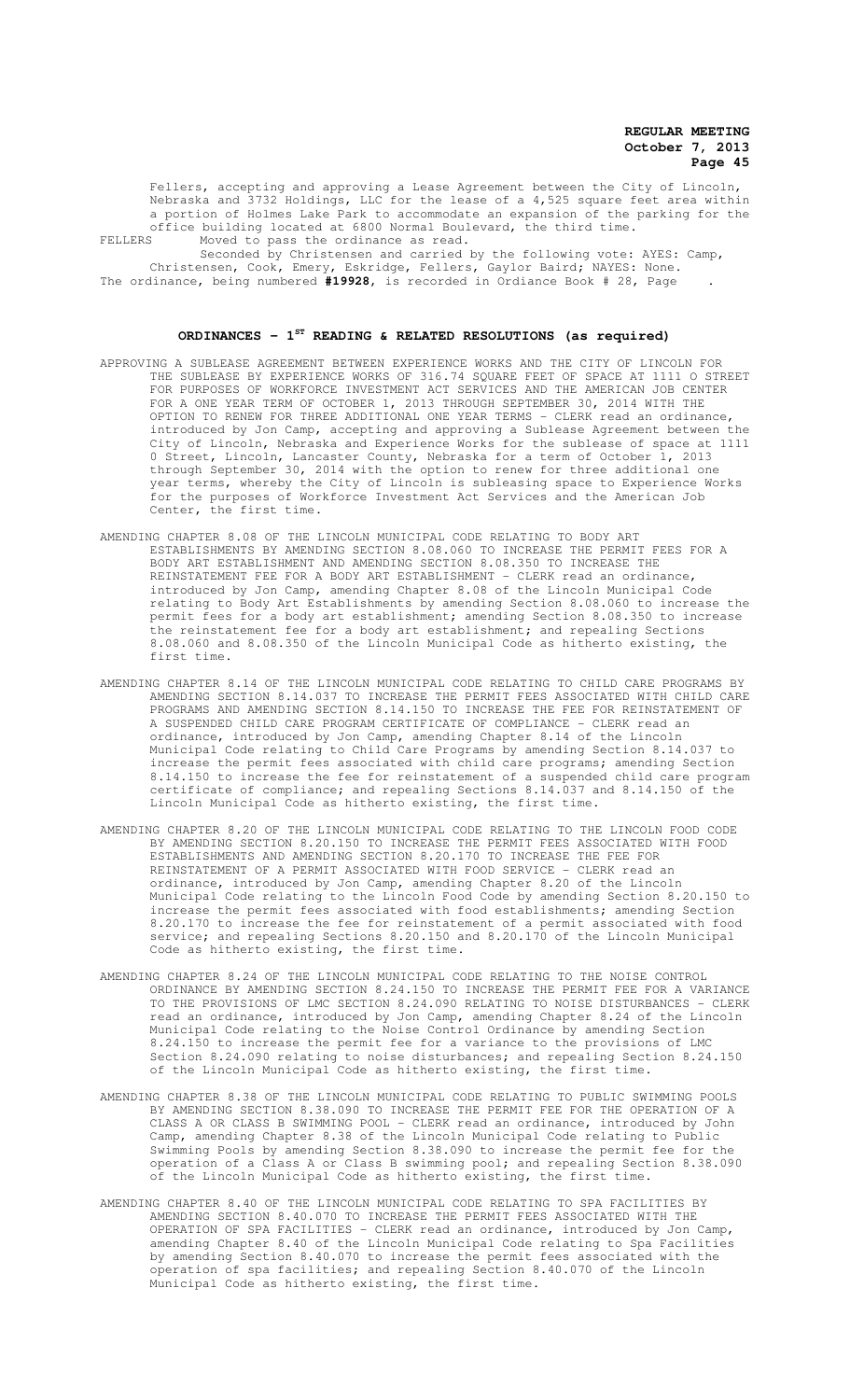Fellers, accepting and approving a Lease Agreement between the City of Lincoln, Nebraska and 3732 Holdings, LLC for the lease of a 4,525 square feet area within a portion of Holmes Lake Park to accommodate an expansion of the parking for the office building located at 6800 Normal Boulevard, the third time.

FELLERS Moved to pass the ordinance as read.

Seconded by Christensen and carried by the following vote: AYES: Camp, Christensen, Cook, Emery, Eskridge, Fellers, Gaylor Baird; NAYES: None.

The ordinance, being numbered **#19928**, is recorded in Ordiance Book # 28, Page .

## ORDINANCES – 1ST READING & RELATED RESOLUTIONS (as required)

APPROVING A SUBLEASE AGREEMENT BETWEEN EXPERIENCE WORKS AND THE CITY OF LINCOLN FOR THE SUBLEASE BY EXPERIENCE WORKS OF 316.74 SQUARE FEET OF SPACE AT 1111 O STREET FOR PURPOSES OF WORKFORCE INVESTMENT ACT SERVICES AND THE AMERICAN JOB CENTER FOR A ONE YEAR TERM OF OCTOBER 1, 2013 THROUGH SEPTEMBER 30, 2014 WITH THE OPTION TO RENEW FOR THREE ADDITIONAL ONE YEAR TERMS - CLERK read an ordinance, introduced by Jon Camp, accepting and approving a Sublease Agreement between the City of Lincoln, Nebraska and Experience Works for the sublease of space at 1111 O Street, Lincoln, Lancaster County, Nebraska for a term of October 1, 2013 through September 30, 2014 with the option to renew for three additional one year terms, whereby the City of Lincoln is subleasing space to Experience Works for the purposes of Workforce Investment Act Services and the American Job Center, the first time.

AMENDING CHAPTER 8.08 OF THE LINCOLN MUNICIPAL CODE RELATING TO BODY ART ESTABLISHMENTS BY AMENDING SECTION 8.08.060 TO INCREASE THE PERMIT FEES FOR A BODY ART ESTABLISHMENT AND AMENDING SECTION 8.08.350 TO INCREASE THE REINSTATEMENT FEE FOR A BODY ART ESTABLISHMENT - CLERK read an ordinance, introduced by Jon Camp, amending Chapter 8.08 of the Lincoln Municipal Code relating to Body Art Establishments by amending Section 8.08.060 to increase the permit fees for a body art establishment; amending Section 8.08.350 to increase the reinstatement fee for a body art establishment; and repealing Sections 8.08.060 and 8.08.350 of the Lincoln Municipal Code as hitherto existing, the first time.

AMENDING CHAPTER 8.14 OF THE LINCOLN MUNICIPAL CODE RELATING TO CHILD CARE PROGRAMS BY AMENDING SECTION 8.14.037 TO INCREASE THE PERMIT FEES ASSOCIATED WITH CHILD CARE PROGRAMS AND AMENDING SECTION 8.14.150 TO INCREASE THE FEE FOR REINSTATEMENT OF A SUSPENDED CHILD CARE PROGRAM CERTIFICATE OF COMPLIANCE - CLERK read an ordinance, introduced by Jon Camp, amending Chapter 8.14 of the Lincoln Municipal Code relating to Child Care Programs by amending Section 8.14.037 to increase the permit fees associated with child care programs; amending Section 8.14.150 to increase the fee for reinstatement of a suspended child care program certificate of compliance; and repealing Sections 8.14.037 and 8.14.150 of the Lincoln Municipal Code as hitherto existing, the first time.

AMENDING CHAPTER 8.20 OF THE LINCOLN MUNICIPAL CODE RELATING TO THE LINCOLN FOOD CODE BY AMENDING SECTION 8.20.150 TO INCREASE THE PERMIT FEES ASSOCIATED WITH FOOD ESTABLISHMENTS AND AMENDING SECTION 8.20.170 TO INCREASE THE FEE FOR REINSTATEMENT OF A PERMIT ASSOCIATED WITH FOOD SERVICE - CLERK read an ordinance, introduced by Jon Camp, amending Chapter 8.20 of the Lincoln Municipal Code relating to the Lincoln Food Code by amending Section 8.20.150 to increase the permit fees associated with food establishments; amending Section 8.20.170 to increase the fee for reinstatement of a permit associated with food service; and repealing Sections 8.20.150 and 8.20.170 of the Lincoln Municipal Code as hitherto existing, the first time.

AMENDING CHAPTER 8.24 OF THE LINCOLN MUNICIPAL CODE RELATING TO THE NOISE CONTROL ORDINANCE BY AMENDING SECTION 8.24.150 TO INCREASE THE PERMIT FEE FOR A VARIANCE TO THE PROVISIONS OF LMC SECTION 8.24.090 RELATING TO NOISE DISTURBANCES - CLERK read an ordinance, introduced by Jon Camp, amending Chapter 8.24 of the Lincoln Municipal Code relating to the Noise Control Ordinance by amending Section 8.24.150 to increase the permit fee for a variance to the provisions of LMC Section 8.24.090 relating to noise disturbances; and repealing Section 8.24.150 of the Lincoln Municipal Code as hitherto existing, the first time.

AMENDING CHAPTER 8.38 OF THE LINCOLN MUNICIPAL CODE RELATING TO PUBLIC SWIMMING POOLS BY AMENDING SECTION 8.38.090 TO INCREASE THE PERMIT FEE FOR THE OPERATION OF A CLASS A OR CLASS B SWIMMING POOL - CLERK read an ordinance, introduced by John Camp, amending Chapter 8.38 of the Lincoln Municipal Code relating to Public Swimming Pools by amending Section 8.38.090 to increase the permit fee for the operation of a Class A or Class B swimming pool; and repealing Section 8.38.090 of the Lincoln Municipal Code as hitherto existing, the first time.

AMENDING CHAPTER 8.40 OF THE LINCOLN MUNICIPAL CODE RELATING TO SPA FACILITIES BY AMENDING SECTION 8.40.070 TO INCREASE THE PERMIT FEES ASSOCIATED WITH THE OPERATION OF SPA FACILITIES - CLERK read an ordinance, introduced by Jon Camp, amending Chapter 8.40 of the Lincoln Municipal Code relating to Spa Facilities by amending Section 8.40.070 to increase the permit fees associated with the operation of spa facilities; and repealing Section 8.40.070 of the Lincoln Municipal Code as hitherto existing, the first time.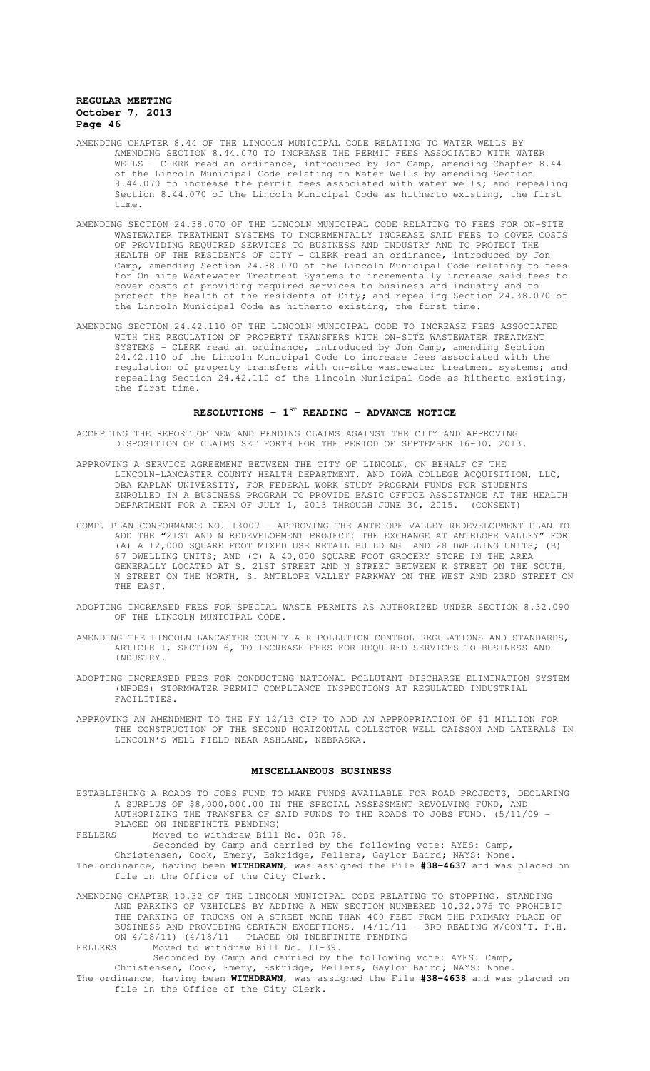AMENDING CHAPTER 8.44 OF THE LINCOLN MUNICIPAL CODE RELATING TO WATER WELLS BY AMENDING SECTION 8.44.070 TO INCREASE THE PERMIT FEES ASSOCIATED WITH WATER WELLS - CLERK read an ordinance, introduced by Jon Camp, amending Chapter 8.44 of the Lincoln Municipal Code relating to Water Wells by amending Section 8.44.070 to increase the permit fees associated with water wells; and repealing Section 8.44.070 of the Lincoln Municipal Code as hitherto existing, the first time.

AMENDING SECTION 24.38.070 OF THE LINCOLN MUNICIPAL CODE RELATING TO FEES FOR ON-SITE WASTEWATER TREATMENT SYSTEMS TO INCREMENTALLY INCREASE SAID FEES TO COVER COSTS OF PROVIDING REQUIRED SERVICES TO BUSINESS AND INDUSTRY AND TO PROTECT THE HEALTH OF THE RESIDENTS OF CITY - CLERK read an ordinance, introduced by Jon Camp, amending Section 24.38.070 of the Lincoln Municipal Code relating to fees for On-site Wastewater Treatment Systems to incrementally increase said fees to cover costs of providing required services to business and industry and to protect the health of the residents of City; and repealing Section 24.38.070 of the Lincoln Municipal Code as hitherto existing, the first time.

AMENDING SECTION 24.42.110 OF THE LINCOLN MUNICIPAL CODE TO INCREASE FEES ASSOCIATED WITH THE REGULATION OF PROPERTY TRANSFERS WITH ON-SITE WASTEWATER TREATMENT SYSTEMS - CLERK read an ordinance, introduced by Jon Camp, amending Section 24.42.110 of the Lincoln Municipal Code to increase fees associated with the regulation of property transfers with on-site wastewater treatment systems; and repealing Section 24.42.110 of the Lincoln Municipal Code as hitherto existing, the first time.

## RESOLUTIONS - 1ST READING - ADVANCE NOTICE

ACCEPTING THE REPORT OF NEW AND PENDING CLAIMS AGAINST THE CITY AND APPROVING DISPOSITION OF CLAIMS SET FORTH FOR THE PERIOD OF SEPTEMBER 16-30, 2013.

APPROVING A SERVICE AGREEMENT BETWEEN THE CITY OF LINCOLN, ON BEHALF OF THE LINCOLN-LANCASTER COUNTY HEALTH DEPARTMENT, AND IOWA COLLEGE ACQUISITION, LLC, DBA KAPLAN UNIVERSITY, FOR FEDERAL WORK STUDY PROGRAM FUNDS FOR STUDENTS ENROLLED IN A BUSINESS PROGRAM TO PROVIDE BASIC OFFICE ASSISTANCE AT THE HEALTH DEPARTMENT FOR A TERM OF JULY 1, 2013 THROUGH JUNE 30, 2015. (CONSENT)

COMP. PLAN CONFORMANCE NO. 13007 - APPROVING THE ANTELOPE VALLEY REDEVELOPMENT PLAN TO ADD THE "21ST AND N REDEVELOPMENT PROJECT: THE EXCHANGE AT ANTELOPE VALLEY" FOR (A) A 12,000 SQUARE FOOT MIXED USE RETAIL BUILDING AND 28 DWELLING UNITS; (B) 67 DWELLING UNITS; AND (C) A 40,000 SQUARE FOOT GROCERY STORE IN THE AREA GENERALLY LOCATED AT S. 21ST STREET AND N STREET BETWEEN K STREET ON THE SOUTH, N STREET ON THE NORTH, S. ANTELOPE VALLEY PARKWAY ON THE WEST AND 23RD STREET ON THE EAST.

ADOPTING INCREASED FEES FOR SPECIAL WASTE PERMITS AS AUTHORIZED UNDER SECTION 8.32.090 OF THE LINCOLN MUNICIPAL CODE.

AMENDING THE LINCOLN-LANCASTER COUNTY AIR POLLUTION CONTROL REGULATIONS AND STANDARDS, ARTICLE 1, SECTION 6, TO INCREASE FEES FOR REQUIRED SERVICES TO BUSINESS AND INDUSTRY.

ADOPTING INCREASED FEES FOR CONDUCTING NATIONAL POLLUTANT DISCHARGE ELIMINATION SYSTEM (NPDES) STORMWATER PERMIT COMPLIANCE INSPECTIONS AT REGULATED INDUSTRIAL FACILITIES.

APPROVING AN AMENDMENT TO THE FY 12/13 CIP TO ADD AN APPROPRIATION OF $1 MILLION FOR THE CONSTRUCTION OF THE SECOND HORIZONTAL COLLECTOR WELL CAISSON AND LATERALS IN LINCOLN'S WELL FIELD NEAR ASHLAND, NEBRASKA.

## MISCELLANEOUS BUSINESS

ESTABLISHING A ROADS TO JOBS FUND TO MAKE FUNDS AVAILABLE FOR ROAD PROJECTS, DECLARING A SURPLUS OF $8,000,000.00 IN THE SPECIAL ASSESSMENT REVOLVING FUND, AND AUTHORIZING THE TRANSFER OF SAID FUNDS TO THE ROADS TO JOBS FUND. (5/11/09 - PLACED ON INDEFINITE PENDING)

FELLERS Moved to withdraw Bill No. 09R-76.

Seconded by Camp and carried by the following vote: AYES: Camp, Christensen, Cook, Emery, Eskridge, Fellers, Gaylor Baird; NAYS: None.

The ordinance, having been **WITHDRAWN**, was assigned the File **#38-4637** and was placed on file in the Office of the City Clerk.

AMENDING CHAPTER 10.32 OF THE LINCOLN MUNICIPAL CODE RELATING TO STOPPING, STANDING AND PARKING OF VEHICLES BY ADDING A NEW SECTION NUMBERED 10.32.075 TO PROHIBIT THE PARKING OF TRUCKS ON A STREET MORE THAN 400 FEET FROM THE PRIMARY PLACE OF BUSINESS AND PROVIDING CERTAIN EXCEPTIONS. (4/11/11 - 3RD READING W/CON'T. P.H. ON 4/18/11) (4/18/11 - PLACED ON INDEFINITE PENDING

FELLERS Moved to withdraw Bill No. 11-39.

Seconded by Camp and carried by the following vote: AYES: Camp, Christensen, Cook, Emery, Eskridge, Fellers, Gaylor Baird; NAYS: None.

The ordinance, having been **WITHDRAWN**, was assigned the File **#38-4638** and was placed on file in the Office of the City Clerk.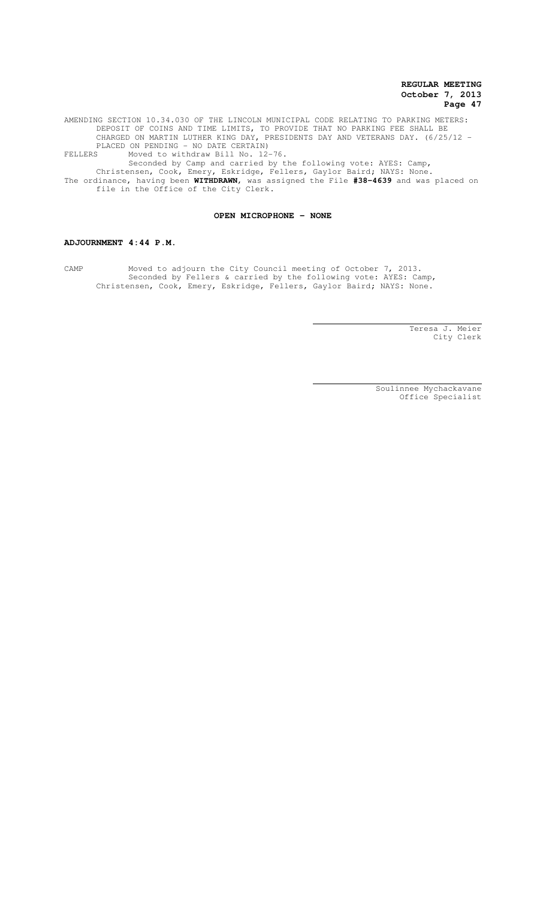AMENDING SECTION 10.34.030 OF THE LINCOLN MUNICIPAL CODE RELATING TO PARKING METERS: DEPOSIT OF COINS AND TIME LIMITS, TO PROVIDE THAT NO PARKING FEE SHALL BE CHARGED ON MARTIN LUTHER KING DAY, PRESIDENTS DAY AND VETERANS DAY. (6/25/12 - PLACED ON PENDING - NO DATE CERTAIN)

FELLERS Moved to withdraw Bill No. 12-76.

Seconded by Camp and carried by the following vote: AYES: Camp, Christensen, Cook, Emery, Eskridge, Fellers, Gaylor Baird; NAYS: None.

The ordinance, having been **WITHDRAWN**, was assigned the File **#38-4639** and was placed on file in the Office of the City Clerk.

**OPEN MICROPHONE - NONE**

**ADJOURNMENT 4:44 P.M.**

CAMP Moved to adjourn the City Council meeting of October 7, 2013.

Seconded by Fellers & carried by the following vote: AYES: Camp, Christensen, Cook, Emery, Eskridge, Fellers, Gaylor Baird; NAYS: None.

Teresa J. Meier
City Clerk

Soulinnee Mychackavane
Office Specialist